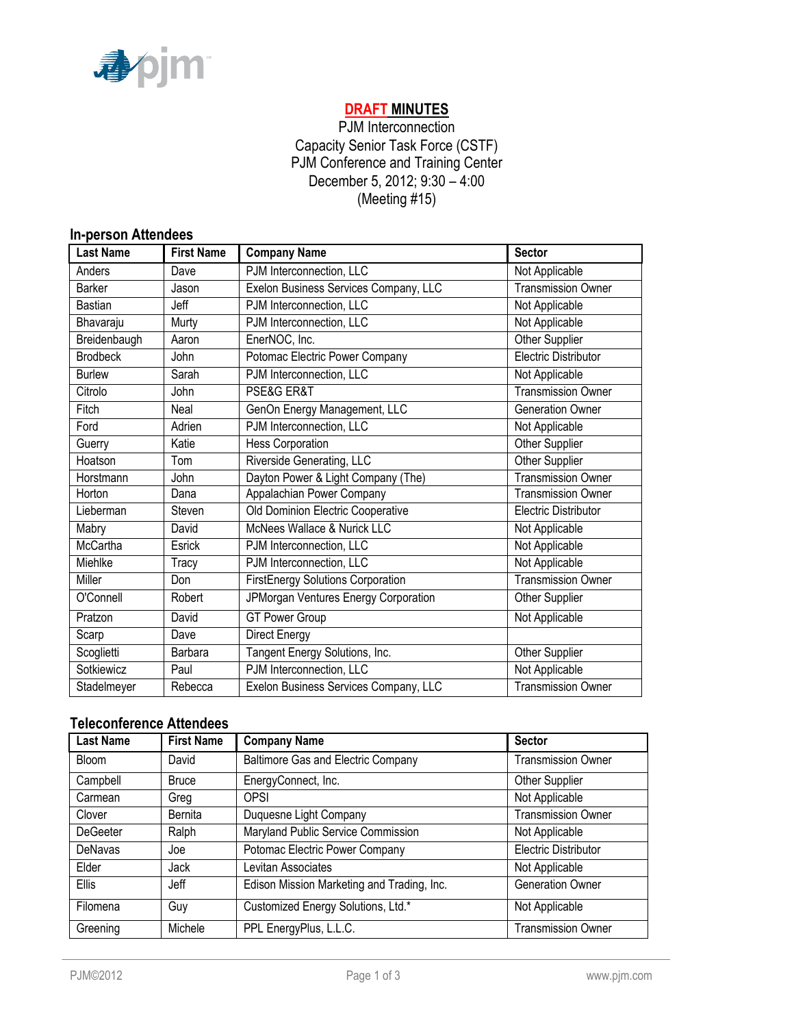# DRAFT MINUTES

PJM Interconnection
Capacity Senior Task Force (CSTF)
PJM Conference and Training Center
December 5, 2012; 9:30 – 4:00
(Meeting #15)

## In-person Attendees

| Last Name | First Name | Company Name | Sector |
|---|---|---|---|
| Anders | Dave | PJM Interconnection, LLC | Not Applicable |
| Barker | Jason | Exelon Business Services Company, LLC | Transmission Owner |
| Bastian | Jeff | PJM Interconnection, LLC | Not Applicable |
| Bhavaraju | Murty | PJM Interconnection, LLC | Not Applicable |
| Breidenbaugh | Aaron | EnerNOC, Inc. | Other Supplier |
| Brodbeck | John | Potomac Electric Power Company | Electric Distributor |
| Burlew | Sarah | PJM Interconnection, LLC | Not Applicable |
| Citrolo | John | PSE&G ER&T | Transmission Owner |
| Fitch | Neal | GenOn Energy Management, LLC | Generation Owner |
| Ford | Adrien | PJM Interconnection, LLC | Not Applicable |
| Guerry | Katie | Hess Corporation | Other Supplier |
| Hoatson | Tom | Riverside Generating, LLC | Other Supplier |
| Horstmann | John | Dayton Power & Light Company (The) | Transmission Owner |
| Horton | Dana | Appalachian Power Company | Transmission Owner |
| Lieberman | Steven | Old Dominion Electric Cooperative | Electric Distributor |
| Mabry | David | McNees Wallace & Nurick LLC | Not Applicable |
| McCartha | Esrick | PJM Interconnection, LLC | Not Applicable |
| Miehlke | Tracy | PJM Interconnection, LLC | Not Applicable |
| Miller | Don | FirstEnergy Solutions Corporation | Transmission Owner |
| O'Connell | Robert | JPMorgan Ventures Energy Corporation | Other Supplier |
| Pratzon | David | GT Power Group | Not Applicable |
| Scarp | Dave | Direct Energy | |
| Scoglietti | Barbara | Tangent Energy Solutions, Inc. | Other Supplier |
| Sotkiewicz | Paul | PJM Interconnection, LLC | Not Applicable |
| Stadelmeyer | Rebecca | Exelon Business Services Company, LLC | Transmission Owner |

## Teleconference Attendees

| Last Name | First Name | Company Name | Sector |
|---|---|---|---|
| Bloom | David | Baltimore Gas and Electric Company | Transmission Owner |
| Campbell | Bruce | EnergyConnect, Inc. | Other Supplier |
| Carmean | Greg | OPSI | Not Applicable |
| Clover | Bernita | Duquesne Light Company | Transmission Owner |
| DeGeeter | Ralph | Maryland Public Service Commission | Not Applicable |
| DeNavas | Joe | Potomac Electric Power Company | Electric Distributor |
| Elder | Jack | Levitan Associates | Not Applicable |
| Ellis | Jeff | Edison Mission Marketing and Trading, Inc. | Generation Owner |
| Filomena | Guy | Customized Energy Solutions, Ltd.* | Not Applicable |
| Greening | Michele | PPL EnergyPlus, L.L.C. | Transmission Owner |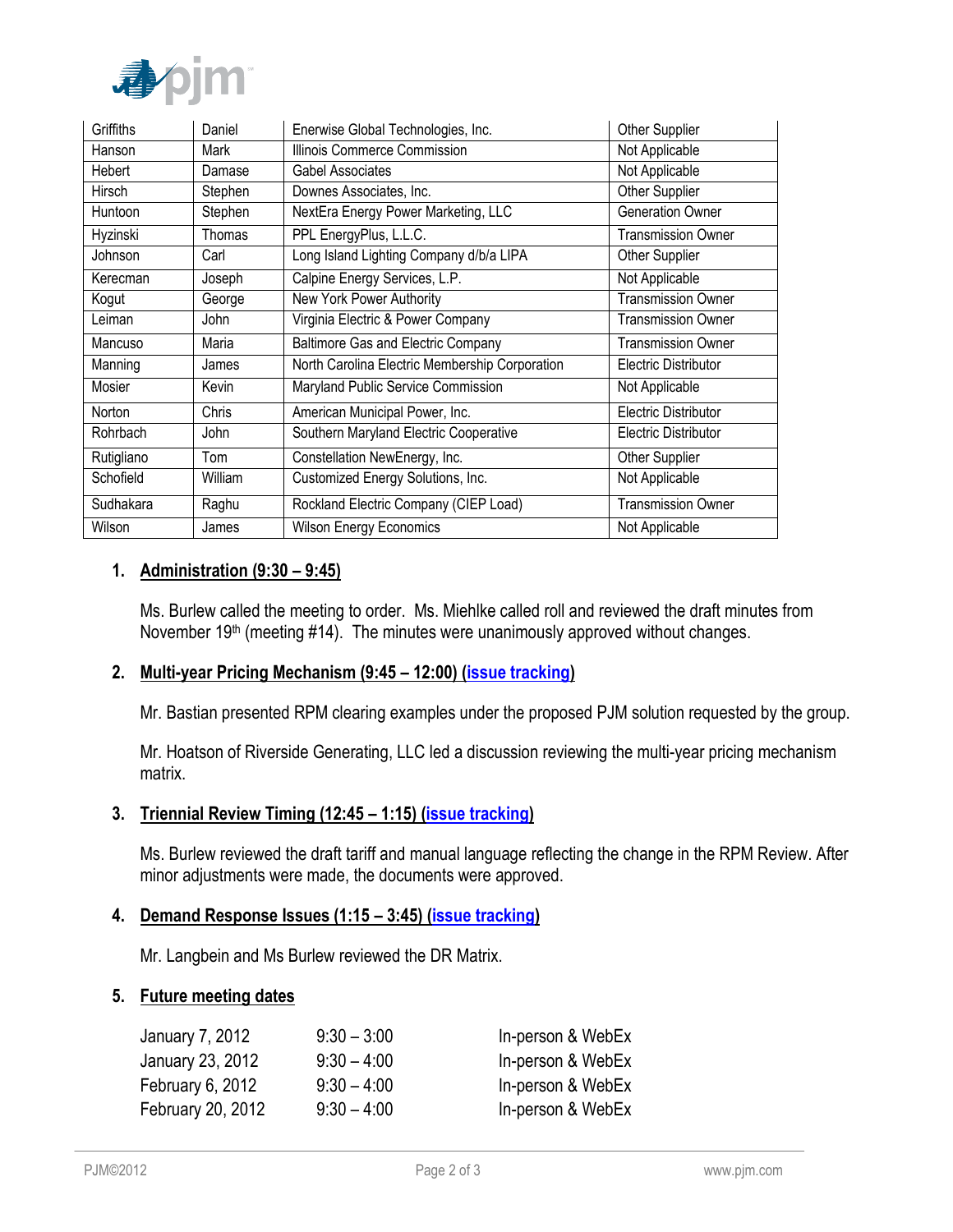| | | | |
|---|---|---|---|
| Griffiths | Daniel | Enerwise Global Technologies, Inc. | Other Supplier |
| Hanson | Mark | Illinois Commerce Commission | Not Applicable |
| Hebert | Damase | Gabel Associates | Not Applicable |
| Hirsch | Stephen | Downes Associates, Inc. | Other Supplier |
| Huntoon | Stephen | NextEra Energy Power Marketing, LLC | Generation Owner |
| Hyzinski | Thomas | PPL EnergyPlus, L.L.C. | Transmission Owner |
| Johnson | Carl | Long Island Lighting Company d/b/a LIPA | Other Supplier |
| Kerecman | Joseph | Calpine Energy Services, L.P. | Not Applicable |
| Kogut | George | New York Power Authority | Transmission Owner |
| Leiman | John | Virginia Electric & Power Company | Transmission Owner |
| Mancuso | Maria | Baltimore Gas and Electric Company | Transmission Owner |
| Manning | James | North Carolina Electric Membership Corporation | Electric Distributor |
| Mosier | Kevin | Maryland Public Service Commission | Not Applicable |
| Norton | Chris | American Municipal Power, Inc. | Electric Distributor |
| Rohrbach | John | Southern Maryland Electric Cooperative | Electric Distributor |
| Rutigliano | Tom | Constellation NewEnergy, Inc. | Other Supplier |
| Schofield | William | Customized Energy Solutions, Inc. | Not Applicable |
| Sudhakara | Raghu | Rockland Electric Company (CIEP Load) | Transmission Owner |
| Wilson | James | Wilson Energy Economics | Not Applicable |

1. **Administration (9:30 – 9:45)**

   Ms. Burlew called the meeting to order. Ms. Miehlke called roll and reviewed the draft minutes from November 19th (meeting #14). The minutes were unanimously approved without changes.

2. **Multi-year Pricing Mechanism (9:45 – 12:00) (issue tracking)**

   Mr. Bastian presented RPM clearing examples under the proposed PJM solution requested by the group.

   Mr. Hoatson of Riverside Generating, LLC led a discussion reviewing the multi-year pricing mechanism matrix.

3. **Triennial Review Timing (12:45 – 1:15) (issue tracking)**

   Ms. Burlew reviewed the draft tariff and manual language reflecting the change in the RPM Review. After minor adjustments were made, the documents were approved.

4. **Demand Response Issues (1:15 – 3:45) (issue tracking)**

   Mr. Langbein and Ms Burlew reviewed the DR Matrix.

5. **Future meeting dates**

| | | |
|---|---|---|
| January 7, 2012 | 9:30 – 3:00 | In-person & WebEx |
| January 23, 2012 | 9:30 – 4:00 | In-person & WebEx |
| February 6, 2012 | 9:30 – 4:00 | In-person & WebEx |
| February 20, 2012 | 9:30 – 4:00 | In-person & WebEx |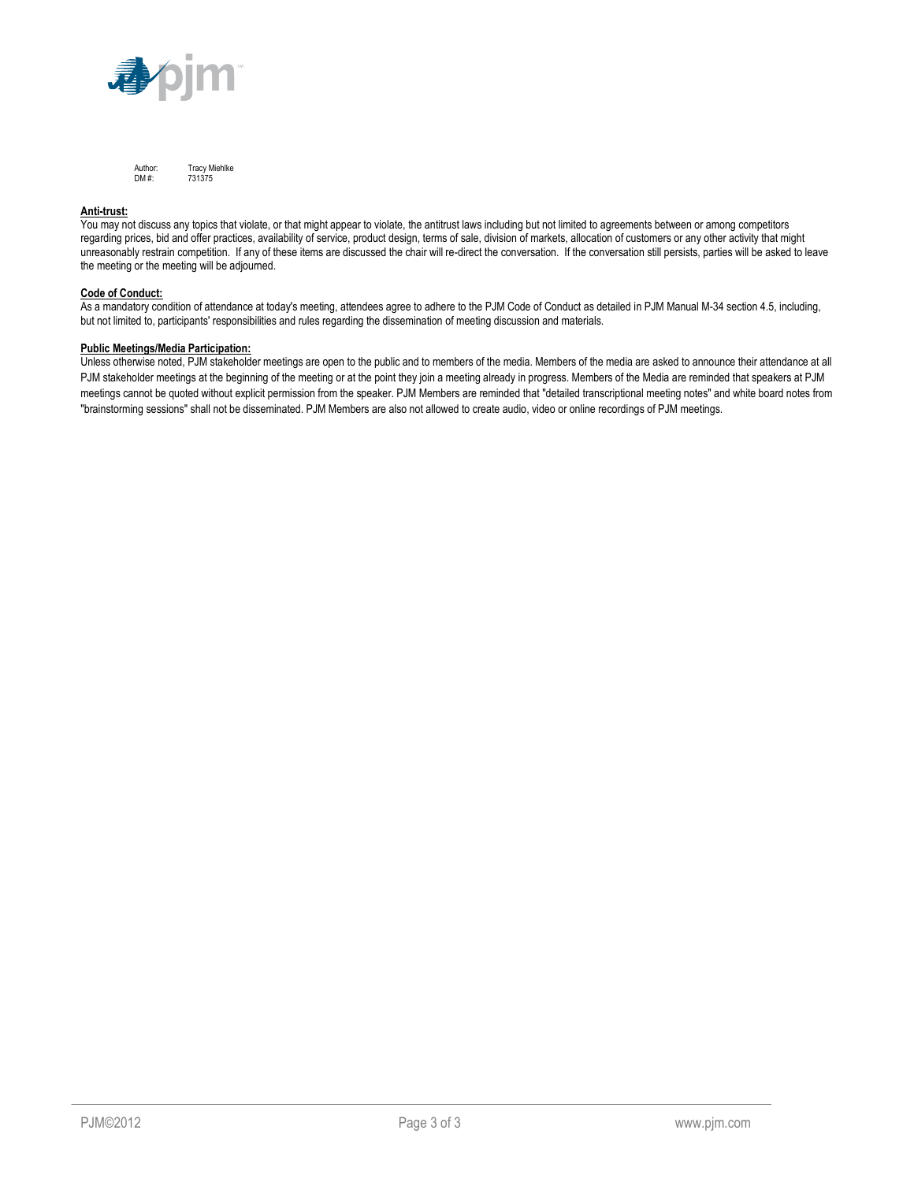| | |
|---|---|
| Author: | Tracy Miehlke |
| DM #: | 731375 |

**Anti-trust:**

You may not discuss any topics that violate, or that might appear to violate, the antitrust laws including but not limited to agreements between or among competitors regarding prices, bid and offer practices, availability of service, product design, terms of sale, division of markets, allocation of customers or any other activity that might unreasonably restrain competition. If any of these items are discussed the chair will re-direct the conversation. If the conversation still persists, parties will be asked to leave the meeting or the meeting will be adjourned.

**Code of Conduct:**

As a mandatory condition of attendance at today's meeting, attendees agree to adhere to the PJM Code of Conduct as detailed in PJM Manual M-34 section 4.5, including, but not limited to, participants' responsibilities and rules regarding the dissemination of meeting discussion and materials.

**Public Meetings/Media Participation:**

Unless otherwise noted, PJM stakeholder meetings are open to the public and to members of the media. Members of the media are asked to announce their attendance at all PJM stakeholder meetings at the beginning of the meeting or at the point they join a meeting already in progress. Members of the Media are reminded that speakers at PJM meetings cannot be quoted without explicit permission from the speaker. PJM Members are reminded that "detailed transcriptional meeting notes" and white board notes from "brainstorming sessions" shall not be disseminated. PJM Members are also not allowed to create audio, video or online recordings of PJM meetings.